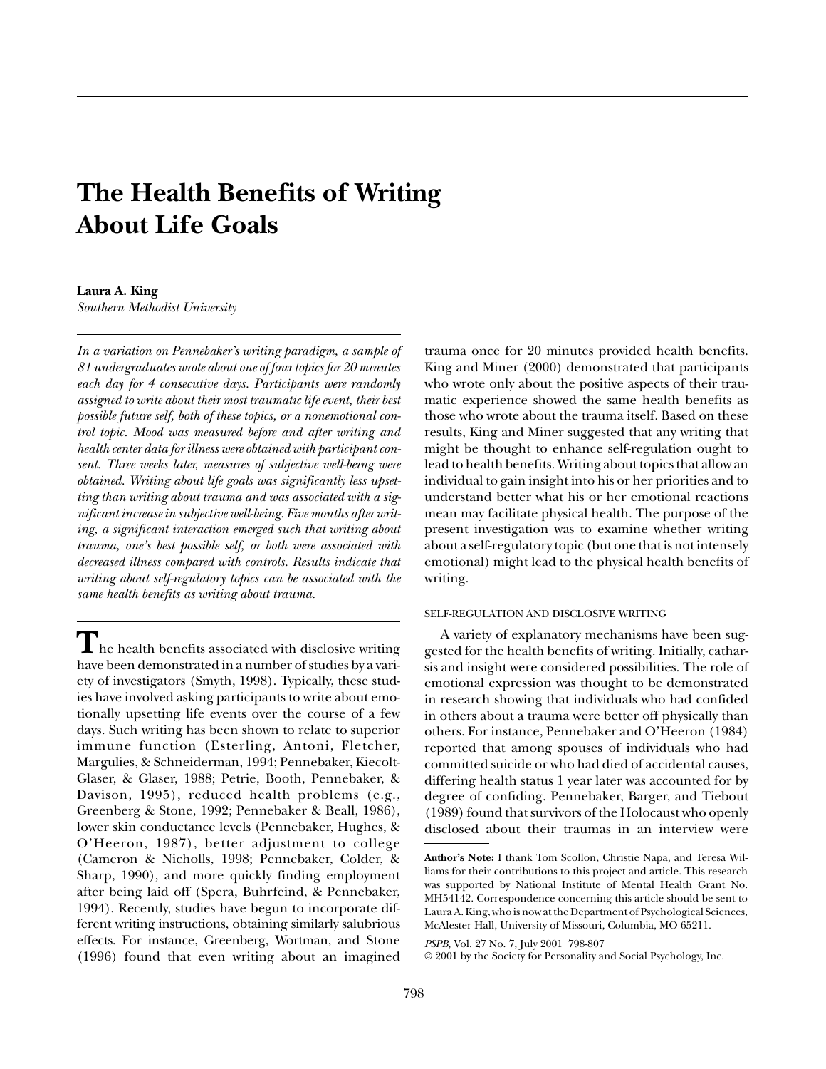# The Health Benefits of Writing About Life Goals

**Laura A. King**
*Southern Methodist University*

*In a variation on Pennebaker's writing paradigm, a sample of 81 undergraduates wrote about one of four topics for 20 minutes each day for 4 consecutive days. Participants were randomly assigned to write about their most traumatic life event, their best possible future self, both of these topics, or a nonemotional control topic. Mood was measured before and after writing and health center data for illness were obtained with participant consent. Three weeks later, measures of subjective well-being were obtained. Writing about life goals was significantly less upsetting than writing about trauma and was associated with a significant increase in subjective well-being. Five months after writing, a significant interaction emerged such that writing about trauma, one's best possible self, or both were associated with decreased illness compared with controls. Results indicate that writing about self-regulatory topics can be associated with the same health benefits as writing about trauma.*

The health benefits associated with disclosive writing have been demonstrated in a number of studies by a variety of investigators (Smyth, 1998). Typically, these studies have involved asking participants to write about emotionally upsetting life events over the course of a few days. Such writing has been shown to relate to superior immune function (Esterling, Antoni, Fletcher, Margulies, & Schneiderman, 1994; Pennebaker, Kiecolt-Glaser, & Glaser, 1988; Petrie, Booth, Pennebaker, & Davison, 1995), reduced health problems (e.g., Greenberg & Stone, 1992; Pennebaker & Beall, 1986), lower skin conductance levels (Pennebaker, Hughes, & O'Heeron, 1987), better adjustment to college (Cameron & Nicholls, 1998; Pennebaker, Colder, & Sharp, 1990), and more quickly finding employment after being laid off (Spera, Buhrfeind, & Pennebaker, 1994). Recently, studies have begun to incorporate different writing instructions, obtaining similarly salubrious effects. For instance, Greenberg, Wortman, and Stone (1996) found that even writing about an imagined trauma once for 20 minutes provided health benefits. King and Miner (2000) demonstrated that participants who wrote only about the positive aspects of their traumatic experience showed the same health benefits as those who wrote about the trauma itself. Based on these results, King and Miner suggested that any writing that might be thought to enhance self-regulation ought to lead to health benefits. Writing about topics that allow an individual to gain insight into his or her priorities and to understand better what his or her emotional reactions mean may facilitate physical health. The purpose of the present investigation was to examine whether writing about a self-regulatory topic (but one that is not intensely emotional) might lead to the physical health benefits of writing.

## SELF-REGULATION AND DISCLOSIVE WRITING

A variety of explanatory mechanisms have been suggested for the health benefits of writing. Initially, catharsis and insight were considered possibilities. The role of emotional expression was thought to be demonstrated in research showing that individuals who had confided in others about a trauma were better off physically than others. For instance, Pennebaker and O'Heeron (1984) reported that among spouses of individuals who had committed suicide or who had died of accidental causes, differing health status 1 year later was accounted for by degree of confiding. Pennebaker, Barger, and Tiebout (1989) found that survivors of the Holocaust who openly disclosed about their traumas in an interview were

**Author's Note:** I thank Tom Scollon, Christie Napa, and Teresa Williams for their contributions to this project and article. This research was supported by National Institute of Mental Health Grant No. MH54142. Correspondence concerning this article should be sent to Laura A. King, who is now at the Department of Psychological Sciences, McAlester Hall, University of Missouri, Columbia, MO 65211.

*PSPB*, Vol. 27 No. 7, July 2001 798-807
© 2001 by the Society for Personality and Social Psychology, Inc.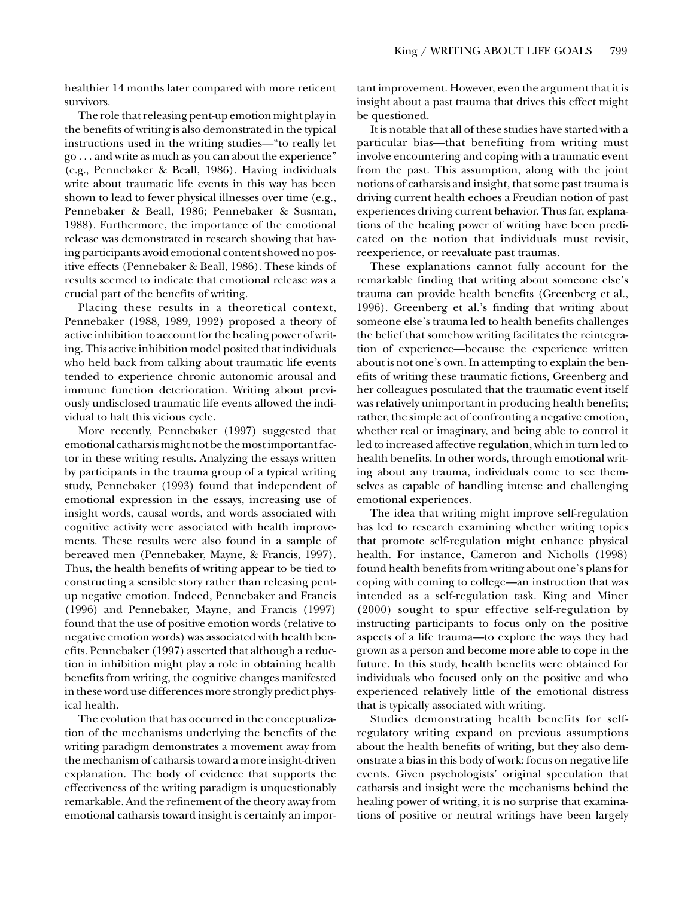healthier 14 months later compared with more reticent survivors.

The role that releasing pent-up emotion might play in the benefits of writing is also demonstrated in the typical instructions used in the writing studies—"to really let go . . . and write as much as you can about the experience" (e.g., Pennebaker & Beall, 1986). Having individuals write about traumatic life events in this way has been shown to lead to fewer physical illnesses over time (e.g., Pennebaker & Beall, 1986; Pennebaker & Susman, 1988). Furthermore, the importance of the emotional release was demonstrated in research showing that having participants avoid emotional content showed no positive effects (Pennebaker & Beall, 1986). These kinds of results seemed to indicate that emotional release was a crucial part of the benefits of writing.

Placing these results in a theoretical context, Pennebaker (1988, 1989, 1992) proposed a theory of active inhibition to account for the healing power of writing. This active inhibition model posited that individuals who held back from talking about traumatic life events tended to experience chronic autonomic arousal and immune function deterioration. Writing about previously undisclosed traumatic life events allowed the individual to halt this vicious cycle.

More recently, Pennebaker (1997) suggested that emotional catharsis might not be the most important factor in these writing results. Analyzing the essays written by participants in the trauma group of a typical writing study, Pennebaker (1993) found that independent of emotional expression in the essays, increasing use of insight words, causal words, and words associated with cognitive activity were associated with health improvements. These results were also found in a sample of bereaved men (Pennebaker, Mayne, & Francis, 1997). Thus, the health benefits of writing appear to be tied to constructing a sensible story rather than releasing pent-up negative emotion. Indeed, Pennebaker and Francis (1996) and Pennebaker, Mayne, and Francis (1997) found that the use of positive emotion words (relative to negative emotion words) was associated with health benefits. Pennebaker (1997) asserted that although a reduction in inhibition might play a role in obtaining health benefits from writing, the cognitive changes manifested in these word use differences more strongly predict physical health.

The evolution that has occurred in the conceptualization of the mechanisms underlying the benefits of the writing paradigm demonstrates a movement away from the mechanism of catharsis toward a more insight-driven explanation. The body of evidence that supports the effectiveness of the writing paradigm is unquestionably remarkable. And the refinement of the theory away from emotional catharsis toward insight is certainly an important improvement. However, even the argument that it is insight about a past trauma that drives this effect might be questioned.

It is notable that all of these studies have started with a particular bias—that benefiting from writing must involve encountering and coping with a traumatic event from the past. This assumption, along with the joint notions of catharsis and insight, that some past trauma is driving current health echoes a Freudian notion of past experiences driving current behavior. Thus far, explanations of the healing power of writing have been predicated on the notion that individuals must revisit, reexperience, or reevaluate past traumas.

These explanations cannot fully account for the remarkable finding that writing about someone else's trauma can provide health benefits (Greenberg et al., 1996). Greenberg et al.'s finding that writing about someone else's trauma led to health benefits challenges the belief that somehow writing facilitates the reintegration of experience—because the experience written about is not one's own. In attempting to explain the benefits of writing these traumatic fictions, Greenberg and her colleagues postulated that the traumatic event itself was relatively unimportant in producing health benefits; rather, the simple act of confronting a negative emotion, whether real or imaginary, and being able to control it led to increased affective regulation, which in turn led to health benefits. In other words, through emotional writing about any trauma, individuals come to see themselves as capable of handling intense and challenging emotional experiences.

The idea that writing might improve self-regulation has led to research examining whether writing topics that promote self-regulation might enhance physical health. For instance, Cameron and Nicholls (1998) found health benefits from writing about one's plans for coping with coming to college—an instruction that was intended as a self-regulation task. King and Miner (2000) sought to spur effective self-regulation by instructing participants to focus only on the positive aspects of a life trauma—to explore the ways they had grown as a person and become more able to cope in the future. In this study, health benefits were obtained for individuals who focused only on the positive and who experienced relatively little of the emotional distress that is typically associated with writing.

Studies demonstrating health benefits for self-regulatory writing expand on previous assumptions about the health benefits of writing, but they also demonstrate a bias in this body of work: focus on negative life events. Given psychologists' original speculation that catharsis and insight were the mechanisms behind the healing power of writing, it is no surprise that examinations of positive or neutral writings have been largely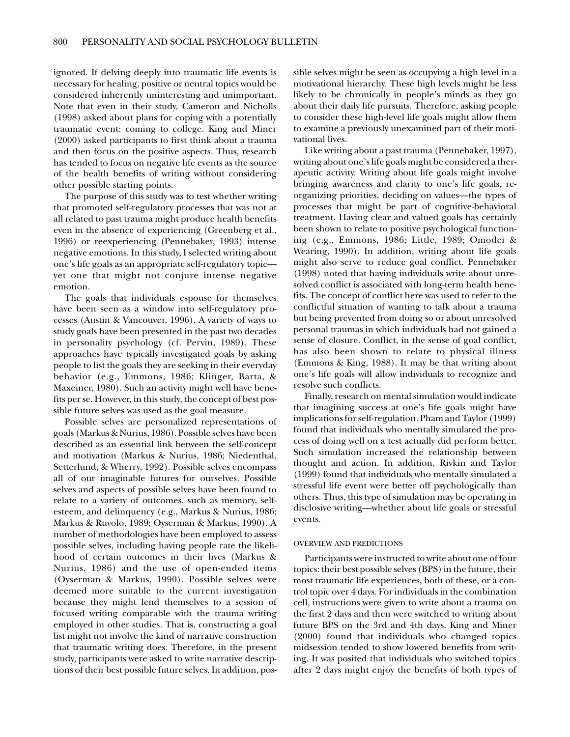ignored. If delving deeply into traumatic life events is necessary for healing, positive or neutral topics would be considered inherently uninteresting and unimportant. Note that even in their study, Cameron and Nicholls (1998) asked about plans for coping with a potentially traumatic event: coming to college. King and Miner (2000) asked participants to first think about a trauma and then focus on the positive aspects. Thus, research has tended to focus on negative life events as the source of the health benefits of writing without considering other possible starting points.

The purpose of this study was to test whether writing that promoted self-regulatory processes that was not at all related to past trauma might produce health benefits even in the absence of experiencing (Greenberg et al., 1996) or reexperiencing (Pennebaker, 1993) intense negative emotions. In this study, I selected writing about one's life goals as an appropriate self-regulatory topic—yet one that might not conjure intense negative emotion.

The goals that individuals espouse for themselves have been seen as a window into self-regulatory processes (Austin & Vancouver, 1996). A variety of ways to study goals have been presented in the past two decades in personality psychology (cf. Pervin, 1989). These approaches have typically investigated goals by asking people to list the goals they are seeking in their everyday behavior (e.g., Emmons, 1986; Klinger, Barta, & Maxeiner, 1980). Such an activity might well have benefits per se. However, in this study, the concept of best possible future selves was used as the goal measure.

Possible selves are personalized representations of goals (Markus & Nurius, 1986). Possible selves have been described as an essential link between the self-concept and motivation (Markus & Nurius, 1986; Niedenthal, Setterlund, & Wherry, 1992). Possible selves encompass all of our imaginable futures for ourselves. Possible selves and aspects of possible selves have been found to relate to a variety of outcomes, such as memory, self-esteem, and delinquency (e.g., Markus & Nurius, 1986; Markus & Ruvolo, 1989; Oyserman & Markus, 1990). A number of methodologies have been employed to assess possible selves, including having people rate the likelihood of certain outcomes in their lives (Markus & Nurius, 1986) and the use of open-ended items (Oyserman & Markus, 1990). Possible selves were deemed more suitable to the current investigation because they might lend themselves to a session of focused writing comparable with the trauma writing employed in other studies. That is, constructing a goal list might not involve the kind of narrative construction that traumatic writing does. Therefore, in the present study, participants were asked to write narrative descriptions of their best possible future selves. In addition, possible selves might be seen as occupying a high level in a motivational hierarchy. These high levels might be less likely to be chronically in people's minds as they go about their daily life pursuits. Therefore, asking people to consider these high-level life goals might allow them to examine a previously unexamined part of their motivational lives.

Like writing about a past trauma (Pennebaker, 1997), writing about one's life goals might be considered a therapeutic activity. Writing about life goals might involve bringing awareness and clarity to one's life goals, reorganizing priorities, deciding on values—the types of processes that might be part of cognitive-behavioral treatment. Having clear and valued goals has certainly been shown to relate to positive psychological functioning (e.g., Emmons, 1986; Little, 1989; Omodei & Wearing, 1990). In addition, writing about life goals might also serve to reduce goal conflict. Pennebaker (1998) noted that having individuals write about unresolved conflict is associated with long-term health benefits. The concept of conflict here was used to refer to the conflictful situation of wanting to talk about a trauma but being prevented from doing so or about unresolved personal traumas in which individuals had not gained a sense of closure. Conflict, in the sense of goal conflict, has also been shown to relate to physical illness (Emmons & King, 1988). It may be that writing about one's life goals will allow individuals to recognize and resolve such conflicts.

Finally, research on mental simulation would indicate that imagining success at one's life goals might have implications for self-regulation. Pham and Taylor (1999) found that individuals who mentally simulated the process of doing well on a test actually did perform better. Such simulation increased the relationship between thought and action. In addition, Rivkin and Taylor (1999) found that individuals who mentally simulated a stressful life event were better off psychologically than others. Thus, this type of simulation may be operating in disclosive writing—whether about life goals or stressful events.

## OVERVIEW AND PREDICTIONS

Participants were instructed to write about one of four topics: their best possible selves (BPS) in the future, their most traumatic life experiences, both of these, or a control topic over 4 days. For individuals in the combination cell, instructions were given to write about a trauma on the first 2 days and then were switched to writing about future BPS on the 3rd and 4th days. King and Miner (2000) found that individuals who changed topics midsession tended to show lowered benefits from writing. It was posited that individuals who switched topics after 2 days might enjoy the benefits of both types of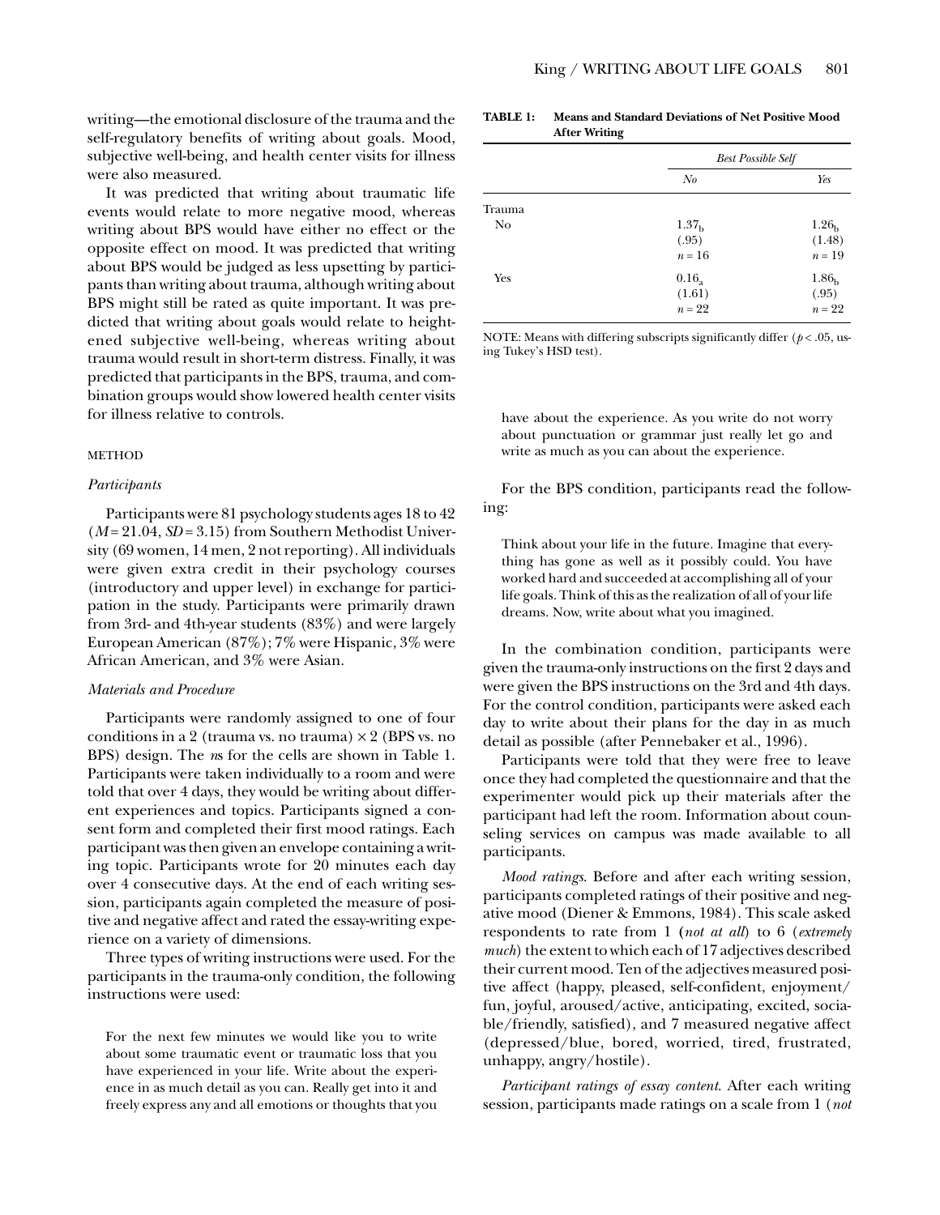writing—the emotional disclosure of the trauma and the self-regulatory benefits of writing about goals. Mood, subjective well-being, and health center visits for illness were also measured.

It was predicted that writing about traumatic life events would relate to more negative mood, whereas writing about BPS would have either no effect or the opposite effect on mood. It was predicted that writing about BPS would be judged as less upsetting by participants than writing about trauma, although writing about BPS might still be rated as quite important. It was predicted that writing about goals would relate to heightened subjective well-being, whereas writing about trauma would result in short-term distress. Finally, it was predicted that participants in the BPS, trauma, and combination groups would show lowered health center visits for illness relative to controls.

## METHOD

### *Participants*

Participants were 81 psychology students ages 18 to 42 ($M$ = 21.04, $SD$ = 3.15) from Southern Methodist University (69 women, 14 men, 2 not reporting). All individuals were given extra credit in their psychology courses (introductory and upper level) in exchange for participation in the study. Participants were primarily drawn from 3rd- and 4th-year students (83%) and were largely European American (87%); 7% were Hispanic, 3% were African American, and 3% were Asian.

### *Materials and Procedure*

Participants were randomly assigned to one of four conditions in a 2 (trauma vs. no trauma) × 2 (BPS vs. no BPS) design. The *n*s for the cells are shown in Table 1. Participants were taken individually to a room and were told that over 4 days, they would be writing about different experiences and topics. Participants signed a consent form and completed their first mood ratings. Each participant was then given an envelope containing a writing topic. Participants wrote for 20 minutes each day over 4 consecutive days. At the end of each writing session, participants again completed the measure of positive and negative affect and rated the essay-writing experience on a variety of dimensions.

Three types of writing instructions were used. For the participants in the trauma-only condition, the following instructions were used:

> For the next few minutes we would like you to write about some traumatic event or traumatic loss that you have experienced in your life. Write about the experience in as much detail as you can. Really get into it and freely express any and all emotions or thoughts that you have about the experience. As you write do not worry about punctuation or grammar just really let go and write as much as you can about the experience.

**TABLE 1: Means and Standard Deviations of Net Positive Mood After Writing**

| | *Best Possible Self* | |
|---|---|---|
| | *No* | *Yes* |
| Trauma | | |
| No | $1.37_b$ (.95) $n = 16$ | $1.26_b$ (1.48) $n = 19$ |
| Yes | $0.16_a$ (1.61) $n = 22$ | $1.86_b$ (.95) $n = 22$ |

NOTE: Means with differing subscripts significantly differ ($p < .05$, using Tukey's HSD test).

For the BPS condition, participants read the following:

> Think about your life in the future. Imagine that everything has gone as well as it possibly could. You have worked hard and succeeded at accomplishing all of your life goals. Think of this as the realization of all of your life dreams. Now, write about what you imagined.

In the combination condition, participants were given the trauma-only instructions on the first 2 days and were given the BPS instructions on the 3rd and 4th days. For the control condition, participants were asked each day to write about their plans for the day in as much detail as possible (after Pennebaker et al., 1996).

Participants were told that they were free to leave once they had completed the questionnaire and that the experimenter would pick up their materials after the participant had left the room. Information about counseling services on campus was made available to all participants.

*Mood ratings.* Before and after each writing session, participants completed ratings of their positive and negative mood (Diener & Emmons, 1984). This scale asked respondents to rate from 1 (*not at all*) to 6 (*extremely much*) the extent to which each of 17 adjectives described their current mood. Ten of the adjectives measured positive affect (happy, pleased, self-confident, enjoyment/fun, joyful, aroused/active, anticipating, excited, sociable/friendly, satisfied), and 7 measured negative affect (depressed/blue, bored, worried, tired, frustrated, unhappy, angry/hostile).

*Participant ratings of essay content.* After each writing session, participants made ratings on a scale from 1 (*not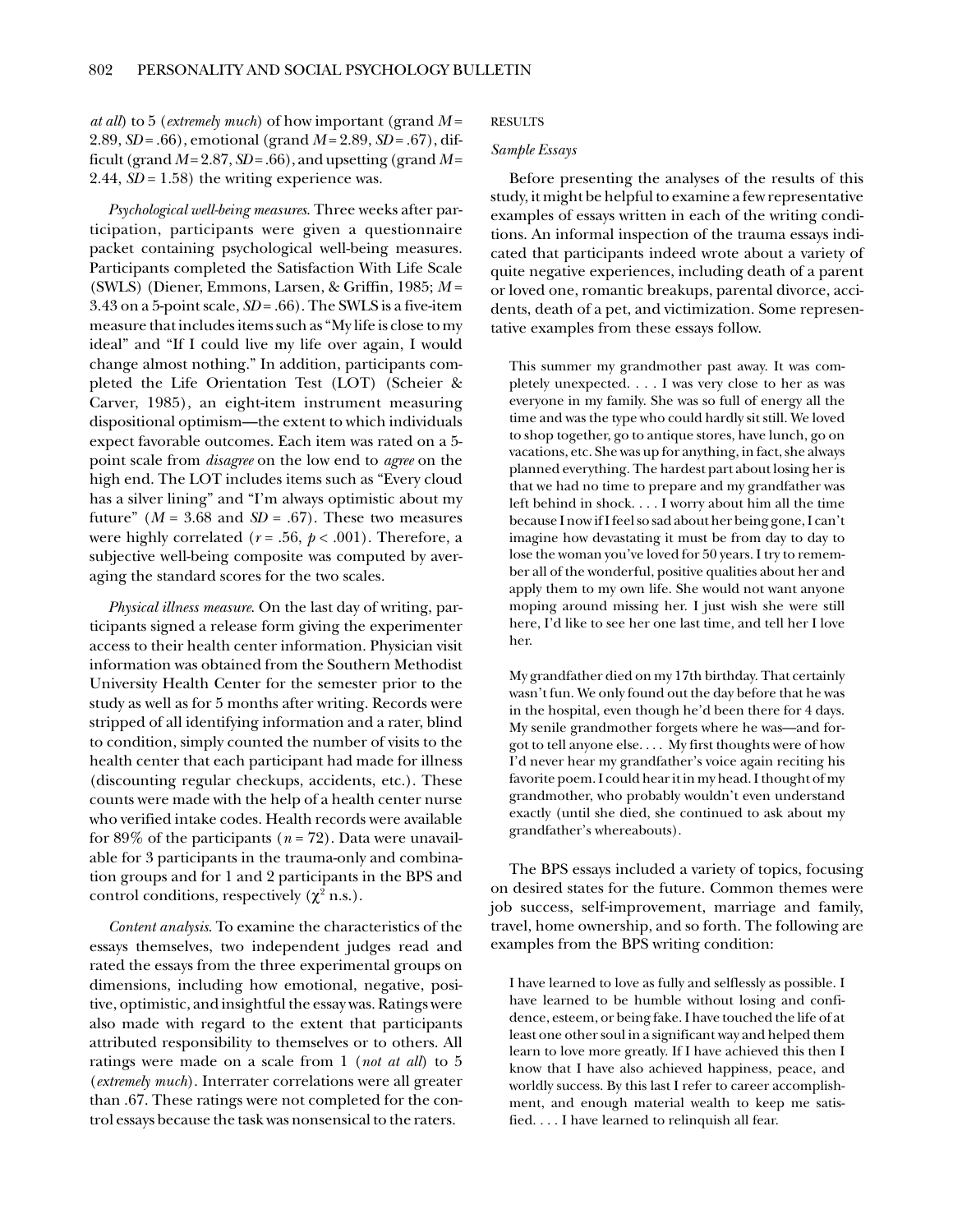*at all*) to 5 (*extremely much*) of how important (grand $M$ = 2.89, $SD$ = .66), emotional (grand $M$ = 2.89, $SD$ = .67), difficult (grand $M$ = 2.87, $SD$ = .66), and upsetting (grand $M$ = 2.44, $SD$ = 1.58) the writing experience was.

*Psychological well-being measures.* Three weeks after participation, participants were given a questionnaire packet containing psychological well-being measures. Participants completed the Satisfaction With Life Scale (SWLS) (Diener, Emmons, Larsen, & Griffin, 1985; $M$ = 3.43 on a 5-point scale, $SD$ = .66). The SWLS is a five-item measure that includes items such as "My life is close to my ideal" and "If I could live my life over again, I would change almost nothing." In addition, participants completed the Life Orientation Test (LOT) (Scheier & Carver, 1985), an eight-item instrument measuring dispositional optimism—the extent to which individuals expect favorable outcomes. Each item was rated on a 5-point scale from *disagree* on the low end to *agree* on the high end. The LOT includes items such as "Every cloud has a silver lining" and "I'm always optimistic about my future" ($M$ = 3.68 and $SD$ = .67). These two measures were highly correlated ($r$ = .56, $p$ < .001). Therefore, a subjective well-being composite was computed by averaging the standard scores for the two scales.

*Physical illness measure.* On the last day of writing, participants signed a release form giving the experimenter access to their health center information. Physician visit information was obtained from the Southern Methodist University Health Center for the semester prior to the study as well as for 5 months after writing. Records were stripped of all identifying information and a rater, blind to condition, simply counted the number of visits to the health center that each participant had made for illness (discounting regular checkups, accidents, etc.). These counts were made with the help of a health center nurse who verified intake codes. Health records were available for 89% of the participants ($n$ = 72). Data were unavailable for 3 participants in the trauma-only and combination groups and for 1 and 2 participants in the BPS and control conditions, respectively ($\chi^2$ n.s.).

*Content analysis.* To examine the characteristics of the essays themselves, two independent judges read and rated the essays from the three experimental groups on dimensions, including how emotional, negative, positive, optimistic, and insightful the essay was. Ratings were also made with regard to the extent that participants attributed responsibility to themselves or to others. All ratings were made on a scale from 1 (*not at all*) to 5 (*extremely much*). Interrater correlations were all greater than .67. These ratings were not completed for the control essays because the task was nonsensical to the raters.

## RESULTS

### *Sample Essays*

Before presenting the analyses of the results of this study, it might be helpful to examine a few representative examples of essays written in each of the writing conditions. An informal inspection of the trauma essays indicated that participants indeed wrote about a variety of quite negative experiences, including death of a parent or loved one, romantic breakups, parental divorce, accidents, death of a pet, and victimization. Some representative examples from these essays follow.

> This summer my grandmother past away. It was completely unexpected. . . . I was very close to her as was everyone in my family. She was so full of energy all the time and was the type who could hardly sit still. We loved to shop together, go to antique stores, have lunch, go on vacations, etc. She was up for anything, in fact, she always planned everything. The hardest part about losing her is that we had no time to prepare and my grandfather was left behind in shock. . . . I worry about him all the time because I now if I feel so sad about her being gone, I can't imagine how devastating it must be from day to day to lose the woman you've loved for 50 years. I try to remember all of the wonderful, positive qualities about her and apply them to my own life. She would not want anyone moping around missing her. I just wish she were still here, I'd like to see her one last time, and tell her I love her.

> My grandfather died on my 17th birthday. That certainly wasn't fun. We only found out the day before that he was in the hospital, even though he'd been there for 4 days. My senile grandmother forgets where he was—and forgot to tell anyone else. . . . My first thoughts were of how I'd never hear my grandfather's voice again reciting his favorite poem. I could hear it in my head. I thought of my grandmother, who probably wouldn't even understand exactly (until she died, she continued to ask about my grandfather's whereabouts).

The BPS essays included a variety of topics, focusing on desired states for the future. Common themes were job success, self-improvement, marriage and family, travel, home ownership, and so forth. The following are examples from the BPS writing condition:

> I have learned to love as fully and selflessly as possible. I have learned to be humble without losing and confidence, esteem, or being fake. I have touched the life of at least one other soul in a significant way and helped them learn to love more greatly. If I have achieved this then I know that I have also achieved happiness, peace, and worldly success. By this last I refer to career accomplishment, and enough material wealth to keep me satisfied. . . . I have learned to relinquish all fear.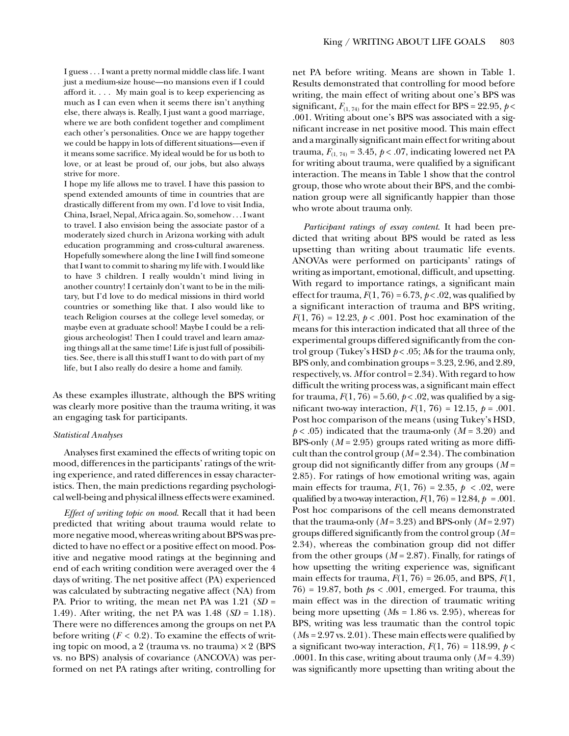I guess . . . I want a pretty normal middle class life. I want just a medium-size house—no mansions even if I could afford it. . . . My main goal is to keep experiencing as much as I can even when it seems there isn't anything else, there always is. Really, I just want a good marriage, where we are both confident together and compliment each other's personalities. Once we are happy together we could be happy in lots of different situations—even if it means some sacrifice. My ideal would be for us both to love, or at least be proud of, our jobs, but also always strive for more.

I hope my life allows me to travel. I have this passion to spend extended amounts of time in countries that are drastically different from my own. I'd love to visit India, China, Israel, Nepal, Africa again. So, somehow . . . I want to travel. I also envision being the associate pastor of a moderately sized church in Arizona working with adult education programming and cross-cultural awareness. Hopefully somewhere along the line I will find someone that I want to commit to sharing my life with. I would like to have 3 children. I really wouldn't mind living in another country! I certainly don't want to be in the military, but I'd love to do medical missions in third world countries or something like that. I also would like to teach Religion courses at the college level someday, or maybe even at graduate school! Maybe I could be a religious archeologist! Then I could travel and learn amazing things all at the same time! Life is just full of possibilities. See, there is all this stuff I want to do with part of my life, but I also really do desire a home and family.

As these examples illustrate, although the BPS writing was clearly more positive than the trauma writing, it was an engaging task for participants.

*Statistical Analyses*

Analyses first examined the effects of writing topic on mood, differences in the participants' ratings of the writing experience, and rated differences in essay characteristics. Then, the main predictions regarding psychological well-being and physical illness effects were examined.

*Effect of writing topic on mood.* Recall that it had been predicted that writing about trauma would relate to more negative mood, whereas writing about BPS was predicted to have no effect or a positive effect on mood. Positive and negative mood ratings at the beginning and end of each writing condition were averaged over the 4 days of writing. The net positive affect (PA) experienced was calculated by subtracting negative affect (NA) from PA. Prior to writing, the mean net PA was 1.21 ($SD$ = 1.49). After writing, the net PA was 1.48 ($SD$ = 1.18). There were no differences among the groups on net PA before writing ($F < 0.2$). To examine the effects of writing topic on mood, a 2 (trauma vs. no trauma) × 2 (BPS vs. no BPS) analysis of covariance (ANCOVA) was performed on net PA ratings after writing, controlling for net PA before writing. Means are shown in Table 1. Results demonstrated that controlling for mood before writing, the main effect of writing about one's BPS was significant, $F_{(1, 74)}$ for the main effect for BPS = 22.95, $p < .001$. Writing about one's BPS was associated with a significant increase in net positive mood. This main effect and a marginally significant main effect for writing about trauma, $F_{(1, 74)} = 3.45$, $p < .07$, indicating lowered net PA for writing about trauma, were qualified by a significant interaction. The means in Table 1 show that the control group, those who wrote about their BPS, and the combination group were all significantly happier than those who wrote about trauma only.

*Participant ratings of essay content.* It had been predicted that writing about BPS would be rated as less upsetting than writing about traumatic life events. ANOVAs were performed on participants' ratings of writing as important, emotional, difficult, and upsetting. With regard to importance ratings, a significant main effect for trauma, $F(1, 76) = 6.73$, $p < .02$, was qualified by a significant interaction of trauma and BPS writing, $F(1, 76) = 12.23$, $p < .001$. Post hoc examination of the means for this interaction indicated that all three of the experimental groups differed significantly from the control group (Tukey's HSD $p < .05$; *M*s for the trauma only, BPS only, and combination groups = 3.23, 2.96, and 2.89, respectively, vs. $M$ for control = 2.34). With regard to how difficult the writing process was, a significant main effect for trauma, $F(1, 76) = 5.60$, $p < .02$, was qualified by a significant two-way interaction, $F(1, 76) = 12.15$, $p = .001$. Post hoc comparison of the means (using Tukey's HSD, $p < .05$) indicated that the trauma-only ($M$ = 3.20) and BPS-only ($M$ = 2.95) groups rated writing as more difficult than the control group ($M$ = 2.34). The combination group did not significantly differ from any groups ($M$ = 2.85). For ratings of how emotional writing was, again main effects for trauma, $F(1, 76) = 2.35$, $p < .02$, were qualified by a two-way interaction, $F(1, 76) = 12.84$, $p = .001$. Post hoc comparisons of the cell means demonstrated that the trauma-only ($M$ = 3.23) and BPS-only ($M$ = 2.97) groups differed significantly from the control group ($M$ = 2.34), whereas the combination group did not differ from the other groups ($M$ = 2.87). Finally, for ratings of how upsetting the writing experience was, significant main effects for trauma, $F(1, 76) = 26.05$, and BPS, $F(1, 76) = 19.87$, both $p$s < .001, emerged. For trauma, this main effect was in the direction of traumatic writing being more upsetting (*M*s = 1.86 vs. 2.95), whereas for BPS, writing was less traumatic than the control topic (*M*s = 2.97 vs. 2.01). These main effects were qualified by a significant two-way interaction, $F(1, 76) = 118.99$, $p < .0001$. In this case, writing about trauma only ($M$ = 4.39) was significantly more upsetting than writing about the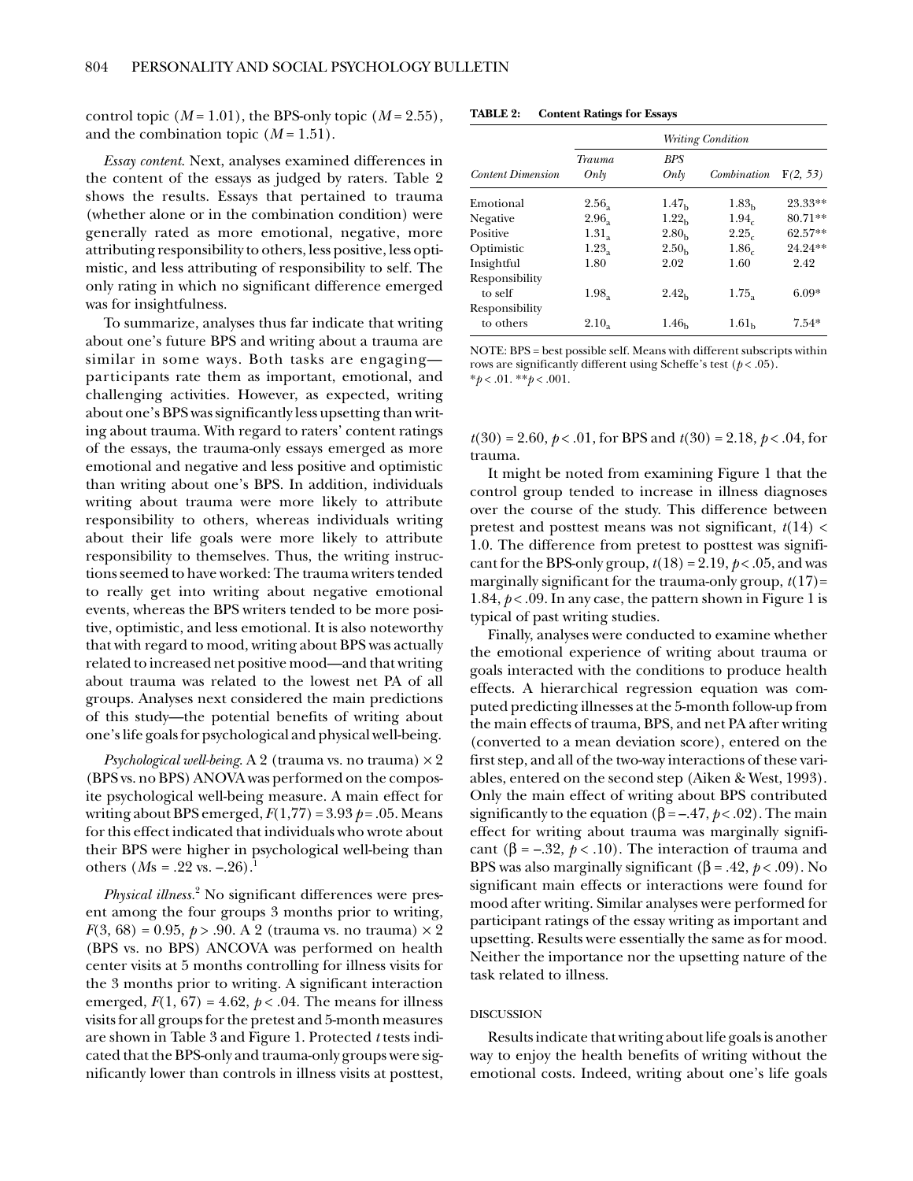control topic ($M = 1.01$), the BPS-only topic ($M = 2.55$), and the combination topic ($M = 1.51$).

*Essay content.* Next, analyses examined differences in the content of the essays as judged by raters. Table 2 shows the results. Essays that pertained to trauma (whether alone or in the combination condition) were generally rated as more emotional, negative, more attributing responsibility to others, less positive, less optimistic, and less attributing of responsibility to self. The only rating in which no significant difference emerged was for insightfulness.

To summarize, analyses thus far indicate that writing about one's future BPS and writing about a trauma are similar in some ways. Both tasks are engaging—participants rate them as important, emotional, and challenging activities. However, as expected, writing about one's BPS was significantly less upsetting than writing about trauma. With regard to raters' content ratings of the essays, the trauma-only essays emerged as more emotional and negative and less positive and optimistic than writing about one's BPS. In addition, individuals writing about trauma were more likely to attribute responsibility to others, whereas individuals writing about their life goals were more likely to attribute responsibility to themselves. Thus, the writing instructions seemed to have worked: The trauma writers tended to really get into writing about negative emotional events, whereas the BPS writers tended to be more positive, optimistic, and less emotional. It is also noteworthy that with regard to mood, writing about BPS was actually related to increased net positive mood—and that writing about trauma was related to the lowest net PA of all groups. Analyses next considered the main predictions of this study—the potential benefits of writing about one's life goals for psychological and physical well-being.

*Psychological well-being.* A 2 (trauma vs. no trauma) × 2 (BPS vs. no BPS) ANOVA was performed on the composite psychological well-being measure. A main effect for writing about BPS emerged, $F(1,77) = 3.93$ $p = .05$. Means for this effect indicated that individuals who wrote about their BPS were higher in psychological well-being than others ($Ms = .22$ vs. $-.26$).[1]

*Physical illness.*[2] No significant differences were present among the four groups 3 months prior to writing, $F(3, 68) = 0.95$, $p > .90$. A 2 (trauma vs. no trauma) × 2 (BPS vs. no BPS) ANCOVA was performed on health center visits at 5 months controlling for illness visits for the 3 months prior to writing. A significant interaction emerged, $F(1, 67) = 4.62$, $p < .04$. The means for illness visits for all groups for the pretest and 5-month measures are shown in Table 3 and Figure 1. Protected *t* tests indicated that the BPS-only and trauma-only groups were significantly lower than controls in illness visits at posttest, $t(30) = 2.60$, $p < .01$, for BPS and $t(30) = 2.18$, $p < .04$, for trauma.

**TABLE 2: Content Ratings for Essays**

| | *Writing Condition* | | | |
|---|---|---|---|---|
| *Content Dimension* | *Trauma Only* | *BPS Only* | *Combination* | $F(2, 53)$ |
| Emotional | $2.56_a$ | $1.47_b$ | $1.83_b$ | 23.33** |
| Negative | $2.96_a$ | $1.22_b$ | $1.94_c$ | 80.71** |
| Positive | $1.31_a$ | $2.80_b$ | $2.25_c$ | 62.57** |
| Optimistic | $1.23_a$ | $2.50_b$ | $1.86_c$ | 24.24** |
| Insightful | 1.80 | 2.02 | 1.60 | 2.42 |
| Responsibility to self | $1.98_a$ | $2.42_b$ | $1.75_a$ | 6.09* |
| Responsibility to others | $2.10_a$ | $1.46_b$ | $1.61_b$ | 7.54* |

NOTE: BPS = best possible self. Means with different subscripts within rows are significantly different using Scheffe's test ($p < .05$).
*$p < .01$. **$p < .001$.

It might be noted from examining Figure 1 that the control group tended to increase in illness diagnoses over the course of the study. This difference between pretest and posttest means was not significant, $t(14) < 1.0$. The difference from pretest to posttest was significant for the BPS-only group, $t(18) = 2.19$, $p < .05$, and was marginally significant for the trauma-only group, $t(17) = 1.84$, $p < .09$. In any case, the pattern shown in Figure 1 is typical of past writing studies.

Finally, analyses were conducted to examine whether the emotional experience of writing about trauma or goals interacted with the conditions to produce health effects. A hierarchical regression equation was computed predicting illnesses at the 5-month follow-up from the main effects of trauma, BPS, and net PA after writing (converted to a mean deviation score), entered on the first step, and all of the two-way interactions of these variables, entered on the second step (Aiken & West, 1993). Only the main effect of writing about BPS contributed significantly to the equation ($\beta = -.47$, $p < .02$). The main effect for writing about trauma was marginally significant ($\beta = -.32$, $p < .10$). The interaction of trauma and BPS was also marginally significant ($\beta = .42$, $p < .09$). No significant main effects or interactions were found for mood after writing. Similar analyses were performed for participant ratings of the essay writing as important and upsetting. Results were essentially the same as for mood. Neither the importance nor the upsetting nature of the task related to illness.

## DISCUSSION

Results indicate that writing about life goals is another way to enjoy the health benefits of writing without the emotional costs. Indeed, writing about one's life goals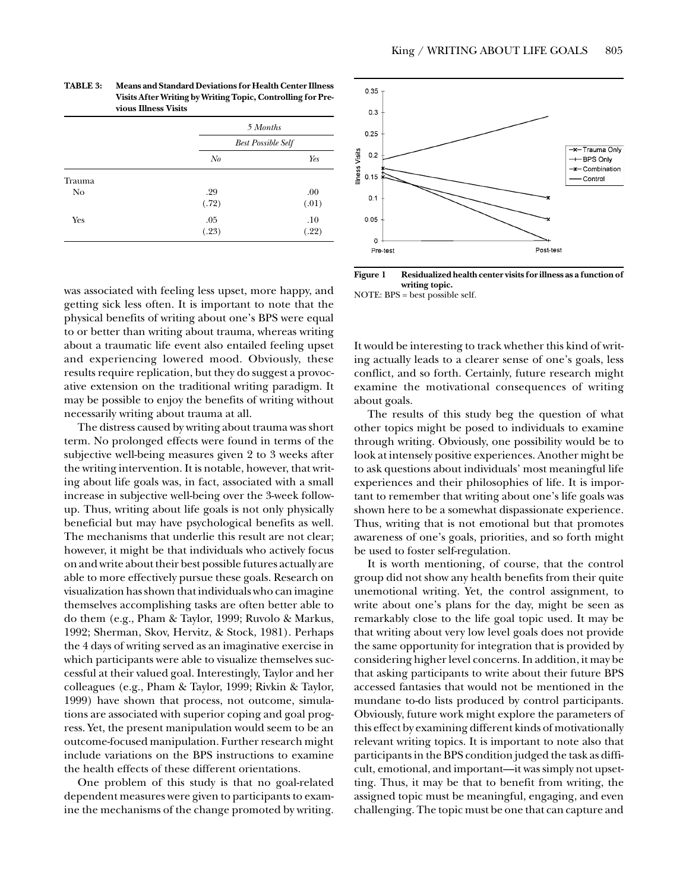**TABLE 3: Means and Standard Deviations for Health Center Illness Visits After Writing by Writing Topic, Controlling for Previous Illness Visits**

| | 5 Months | |
|---|---|---|
| | *Best Possible Self* | |
| | *No* | *Yes* |
| Trauma | | |
| No | .29 (.72) | .00 (.01) |
| Yes | .05 (.23) | .10 (.22) |

0.35
0.3
0.25
0.2
0.15
0.1
0.05
0
Illness Visits
Pre-test
Post-test
Trauma Only
BPS Only
Combination
Control

**Figure 1** Residualized health center visits for illness as a function of writing topic.
NOTE: BPS = best possible self.

was associated with feeling less upset, more happy, and getting sick less often. It is important to note that the physical benefits of writing about one's BPS were equal to or better than writing about trauma, whereas writing about a traumatic life event also entailed feeling upset and experiencing lowered mood. Obviously, these results require replication, but they do suggest a provocative extension on the traditional writing paradigm. It may be possible to enjoy the benefits of writing without necessarily writing about trauma at all.

The distress caused by writing about trauma was short term. No prolonged effects were found in terms of the subjective well-being measures given 2 to 3 weeks after the writing intervention. It is notable, however, that writing about life goals was, in fact, associated with a small increase in subjective well-being over the 3-week follow-up. Thus, writing about life goals is not only physically beneficial but may have psychological benefits as well. The mechanisms that underlie this result are not clear; however, it might be that individuals who actively focus on and write about their best possible futures actually are able to more effectively pursue these goals. Research on visualization has shown that individuals who can imagine themselves accomplishing tasks are often better able to do them (e.g., Pham & Taylor, 1999; Ruvolo & Markus, 1992; Sherman, Skov, Hervitz, & Stock, 1981). Perhaps the 4 days of writing served as an imaginative exercise in which participants were able to visualize themselves successful at their valued goal. Interestingly, Taylor and her colleagues (e.g., Pham & Taylor, 1999; Rivkin & Taylor, 1999) have shown that process, not outcome, simulations are associated with superior coping and goal progress. Yet, the present manipulation would seem to be an outcome-focused manipulation. Further research might include variations on the BPS instructions to examine the health effects of these different orientations.

One problem of this study is that no goal-related dependent measures were given to participants to examine the mechanisms of the change promoted by writing. It would be interesting to track whether this kind of writing actually leads to a clearer sense of one's goals, less conflict, and so forth. Certainly, future research might examine the motivational consequences of writing about goals.

The results of this study beg the question of what other topics might be posed to individuals to examine through writing. Obviously, one possibility would be to look at intensely positive experiences. Another might be to ask questions about individuals' most meaningful life experiences and their philosophies of life. It is important to remember that writing about one's life goals was shown here to be a somewhat dispassionate experience. Thus, writing that is not emotional but that promotes awareness of one's goals, priorities, and so forth might be used to foster self-regulation.

It is worth mentioning, of course, that the control group did not show any health benefits from their quite unemotional writing. Yet, the control assignment, to write about one's plans for the day, might be seen as remarkably close to the life goal topic used. It may be that writing about very low level goals does not provide the same opportunity for integration that is provided by considering higher level concerns. In addition, it may be that asking participants to write about their future BPS accessed fantasies that would not be mentioned in the mundane to-do lists produced by control participants. Obviously, future work might explore the parameters of this effect by examining different kinds of motivationally relevant writing topics. It is important to note also that participants in the BPS condition judged the task as difficult, emotional, and important—it was simply not upsetting. Thus, it may be that to benefit from writing, the assigned topic must be meaningful, engaging, and even challenging. The topic must be one that can capture and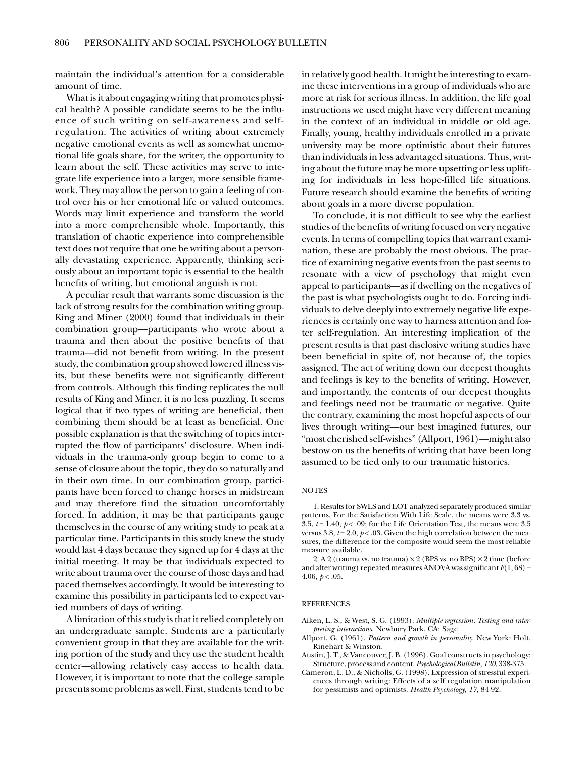maintain the individual's attention for a considerable amount of time.

What is it about engaging writing that promotes physical health? A possible candidate seems to be the influence of such writing on self-awareness and self-regulation. The activities of writing about extremely negative emotional events as well as somewhat unemotional life goals share, for the writer, the opportunity to learn about the self. These activities may serve to integrate life experience into a larger, more sensible framework. They may allow the person to gain a feeling of control over his or her emotional life or valued outcomes. Words may limit experience and transform the world into a more comprehensible whole. Importantly, this translation of chaotic experience into comprehensible text does not require that one be writing about a personally devastating experience. Apparently, thinking seriously about an important topic is essential to the health benefits of writing, but emotional anguish is not.

A peculiar result that warrants some discussion is the lack of strong results for the combination writing group. King and Miner (2000) found that individuals in their combination group—participants who wrote about a trauma and then about the positive benefits of that trauma—did not benefit from writing. In the present study, the combination group showed lowered illness visits, but these benefits were not significantly different from controls. Although this finding replicates the null results of King and Miner, it is no less puzzling. It seems logical that if two types of writing are beneficial, then combining them should be at least as beneficial. One possible explanation is that the switching of topics interrupted the flow of participants' disclosure. When individuals in the trauma-only group begin to come to a sense of closure about the topic, they do so naturally and in their own time. In our combination group, participants have been forced to change horses in midstream and may therefore find the situation uncomfortably forced. In addition, it may be that participants gauge themselves in the course of any writing study to peak at a particular time. Participants in this study knew the study would last 4 days because they signed up for 4 days at the initial meeting. It may be that individuals expected to write about trauma over the course of those days and had paced themselves accordingly. It would be interesting to examine this possibility in participants led to expect varied numbers of days of writing.

A limitation of this study is that it relied completely on an undergraduate sample. Students are a particularly convenient group in that they are available for the writing portion of the study and they use the student health center—allowing relatively easy access to health data. However, it is important to note that the college sample presents some problems as well. First, students tend to be in relatively good health. It might be interesting to examine these interventions in a group of individuals who are more at risk for serious illness. In addition, the life goal instructions we used might have very different meaning in the context of an individual in middle or old age. Finally, young, healthy individuals enrolled in a private university may be more optimistic about their futures than individuals in less advantaged situations. Thus, writing about the future may be more upsetting or less uplifting for individuals in less hope-filled life situations. Future research should examine the benefits of writing about goals in a more diverse population.

To conclude, it is not difficult to see why the earliest studies of the benefits of writing focused on very negative events. In terms of compelling topics that warrant examination, these are probably the most obvious. The practice of examining negative events from the past seems to resonate with a view of psychology that might even appeal to participants—as if dwelling on the negatives of the past is what psychologists ought to do. Forcing individuals to delve deeply into extremely negative life experiences is certainly one way to harness attention and foster self-regulation. An interesting implication of the present results is that past disclosive writing studies have been beneficial in spite of, not because of, the topics assigned. The act of writing down our deepest thoughts and feelings is key to the benefits of writing. However, and importantly, the contents of our deepest thoughts and feelings need not be traumatic or negative. Quite the contrary, examining the most hopeful aspects of our lives through writing—our best imagined futures, our "most cherished self-wishes" (Allport, 1961)—might also bestow on us the benefits of writing that have been long assumed to be tied only to our traumatic histories.

## NOTES

1. Results for SWLS and LOT analyzed separately produced similar patterns. For the Satisfaction With Life Scale, the means were 3.3 vs. 3.5, $t = 1.40$, $p < .09$; for the Life Orientation Test, the means were 3.5 versus 3.8, $t = 2.0$, $p < .03$. Given the high correlation between the measures, the difference for the composite would seem the most reliable measure available.

2. A 2 (trauma vs. no trauma) × 2 (BPS vs. no BPS) × 2 time (before and after writing) repeated measures ANOVA was significant $F(1, 68) = 4.06$, $p < .05$.

## REFERENCES

Aiken, L. S., & West, S. G. (1993). *Multiple regression: Testing and interpreting interactions*. Newbury Park, CA: Sage.

Allport, G. (1961). *Pattern and growth in personality*. New York: Holt, Rinehart & Winston.

Austin, J. T., & Vancouver, J. B. (1996). Goal constructs in psychology: Structure, process and content. *Psychological Bulletin*, *120*, 338-375.

Cameron, L. D., & Nicholls, G. (1998). Expression of stressful experiences through writing: Effects of a self regulation manipulation for pessimists and optimists. *Health Psychology*, *17*, 84-92.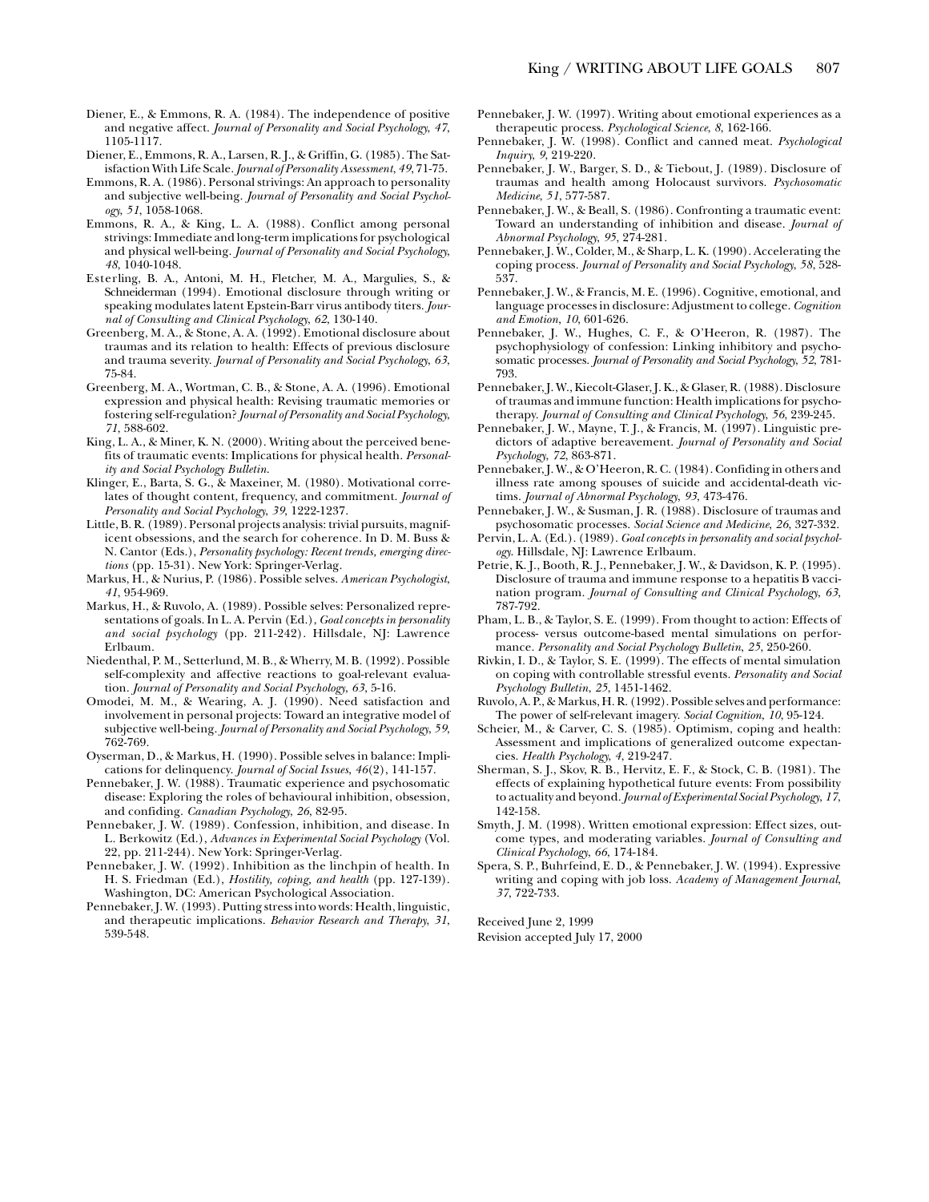Diener, E., & Emmons, R. A. (1984). The independence of positive and negative affect. *Journal of Personality and Social Psychology*, *47*, 1105-1117.

Diener, E., Emmons, R. A., Larsen, R. J., & Griffin, G. (1985). The Satisfaction With Life Scale. *Journal of Personality Assessment*, *49*, 71-75.

Emmons, R. A. (1986). Personal strivings: An approach to personality and subjective well-being. *Journal of Personality and Social Psychology*, *51*, 1058-1068.

Emmons, R. A., & King, L. A. (1988). Conflict among personal strivings: Immediate and long-term implications for psychological and physical well-being. *Journal of Personality and Social Psychology*, *48*, 1040-1048.

Esterling, B. A., Antoni, M. H., Fletcher, M. A., Margulies, S., & Schneiderman (1994). Emotional disclosure through writing or speaking modulates latent Epstein-Barr virus antibody titers. *Journal of Consulting and Clinical Psychology*, *62*, 130-140.

Greenberg, M. A., & Stone, A. A. (1992). Emotional disclosure about traumas and its relation to health: Effects of previous disclosure and trauma severity. *Journal of Personality and Social Psychology*, *63*, 75-84.

Greenberg, M. A., Wortman, C. B., & Stone, A. A. (1996). Emotional expression and physical health: Revising traumatic memories or fostering self-regulation? *Journal of Personality and Social Psychology*, *71*, 588-602.

King, L. A., & Miner, K. N. (2000). Writing about the perceived benefits of traumatic events: Implications for physical health. *Personality and Social Psychology Bulletin*.

Klinger, E., Barta, S. G., & Maxeiner, M. (1980). Motivational correlates of thought content, frequency, and commitment. *Journal of Personality and Social Psychology*, *39*, 1222-1237.

Little, B. R. (1989). Personal projects analysis: trivial pursuits, magnificent obsessions, and the search for coherence. In D. M. Buss & N. Cantor (Eds.), *Personality psychology: Recent trends, emerging directions* (pp. 15-31). New York: Springer-Verlag.

Markus, H., & Nurius, P. (1986). Possible selves. *American Psychologist*, *41*, 954-969.

Markus, H., & Ruvolo, A. (1989). Possible selves: Personalized representations of goals. In L. A. Pervin (Ed.), *Goal concepts in personality and social psychology* (pp. 211-242). Hillsdale, NJ: Lawrence Erlbaum.

Niedenthal, P. M., Setterlund, M. B., & Wherry, M. B. (1992). Possible self-complexity and affective reactions to goal-relevant evaluation. *Journal of Personality and Social Psychology*, *63*, 5-16.

Omodei, M. M., & Wearing, A. J. (1990). Need satisfaction and involvement in personal projects: Toward an integrative model of subjective well-being. *Journal of Personality and Social Psychology*, *59*, 762-769.

Oyserman, D., & Markus, H. (1990). Possible selves in balance: Implications for delinquency. *Journal of Social Issues*, *46*(2), 141-157.

Pennebaker, J. W. (1988). Traumatic experience and psychosomatic disease: Exploring the roles of behavioural inhibition, obsession, and confiding. *Canadian Psychology*, *26*, 82-95.

Pennebaker, J. W. (1989). Confession, inhibition, and disease. In L. Berkowitz (Ed.), *Advances in Experimental Social Psychology* (Vol. 22, pp. 211-244). New York: Springer-Verlag.

Pennebaker, J. W. (1992). Inhibition as the linchpin of health. In H. S. Friedman (Ed.), *Hostility, coping, and health* (pp. 127-139). Washington, DC: American Psychological Association.

Pennebaker, J. W. (1993). Putting stress into words: Health, linguistic, and therapeutic implications. *Behavior Research and Therapy*, *31*, 539-548.

Pennebaker, J. W. (1997). Writing about emotional experiences as a therapeutic process. *Psychological Science*, *8*, 162-166.

Pennebaker, J. W. (1998). Conflict and canned meat. *Psychological Inquiry*, *9*, 219-220.

Pennebaker, J. W., Barger, S. D., & Tiebout, J. (1989). Disclosure of traumas and health among Holocaust survivors. *Psychosomatic Medicine*, *51*, 577-587.

Pennebaker, J. W., & Beall, S. (1986). Confronting a traumatic event: Toward an understanding of inhibition and disease. *Journal of Abnormal Psychology*, *95*, 274-281.

Pennebaker, J. W., Colder, M., & Sharp, L. K. (1990). Accelerating the coping process. *Journal of Personality and Social Psychology*, *58*, 528-537.

Pennebaker, J. W., & Francis, M. E. (1996). Cognitive, emotional, and language processes in disclosure: Adjustment to college. *Cognition and Emotion*, *10*, 601-626.

Pennebaker, J. W., Hughes, C. F., & O'Heeron, R. (1987). The psychophysiology of confession: Linking inhibitory and psychosomatic processes. *Journal of Personality and Social Psychology*, *52*, 781-793.

Pennebaker, J. W., Kiecolt-Glaser, J. K., & Glaser, R. (1988). Disclosure of traumas and immune function: Health implications for psychotherapy. *Journal of Consulting and Clinical Psychology*, *56*, 239-245.

Pennebaker, J. W., Mayne, T. J., & Francis, M. (1997). Linguistic predictors of adaptive bereavement. *Journal of Personality and Social Psychology*, *72*, 863-871.

Pennebaker, J. W., & O'Heeron, R. C. (1984). Confiding in others and illness rate among spouses of suicide and accidental-death victims. *Journal of Abnormal Psychology*, *93*, 473-476.

Pennebaker, J. W., & Susman, J. R. (1988). Disclosure of traumas and psychosomatic processes. *Social Science and Medicine*, *26*, 327-332.

Pervin, L. A. (Ed.). (1989). *Goal concepts in personality and social psychology.* Hillsdale, NJ: Lawrence Erlbaum.

Petrie, K. J., Booth, R. J., Pennebaker, J. W., & Davidson, K. P. (1995). Disclosure of trauma and immune response to a hepatitis B vaccination program. *Journal of Consulting and Clinical Psychology*, *63*, 787-792.

Pham, L. B., & Taylor, S. E. (1999). From thought to action: Effects of process- versus outcome-based mental simulations on performance. *Personality and Social Psychology Bulletin*, *25*, 250-260.

Rivkin, I. D., & Taylor, S. E. (1999). The effects of mental simulation on coping with controllable stressful events. *Personality and Social Psychology Bulletin*, *25*, 1451-1462.

Ruvolo, A. P., & Markus, H. R. (1992). Possible selves and performance: The power of self-relevant imagery. *Social Cognition*, *10*, 95-124.

Scheier, M., & Carver, C. S. (1985). Optimism, coping and health: Assessment and implications of generalized outcome expectancies. *Health Psychology*, *4*, 219-247.

Sherman, S. J., Skov, R. B., Hervitz, E. F., & Stock, C. B. (1981). The effects of explaining hypothetical future events: From possibility to actuality and beyond. *Journal of Experimental Social Psychology*, *17*, 142-158.

Smyth, J. M. (1998). Written emotional expression: Effect sizes, outcome types, and moderating variables. *Journal of Consulting and Clinical Psychology*, *66*, 174-184.

Spera, S. P., Buhrfeind, E. D., & Pennebaker, J. W. (1994). Expressive writing and coping with job loss. *Academy of Management Journal*, *37*, 722-733.

Received June 2, 1999
Revision accepted July 17, 2000